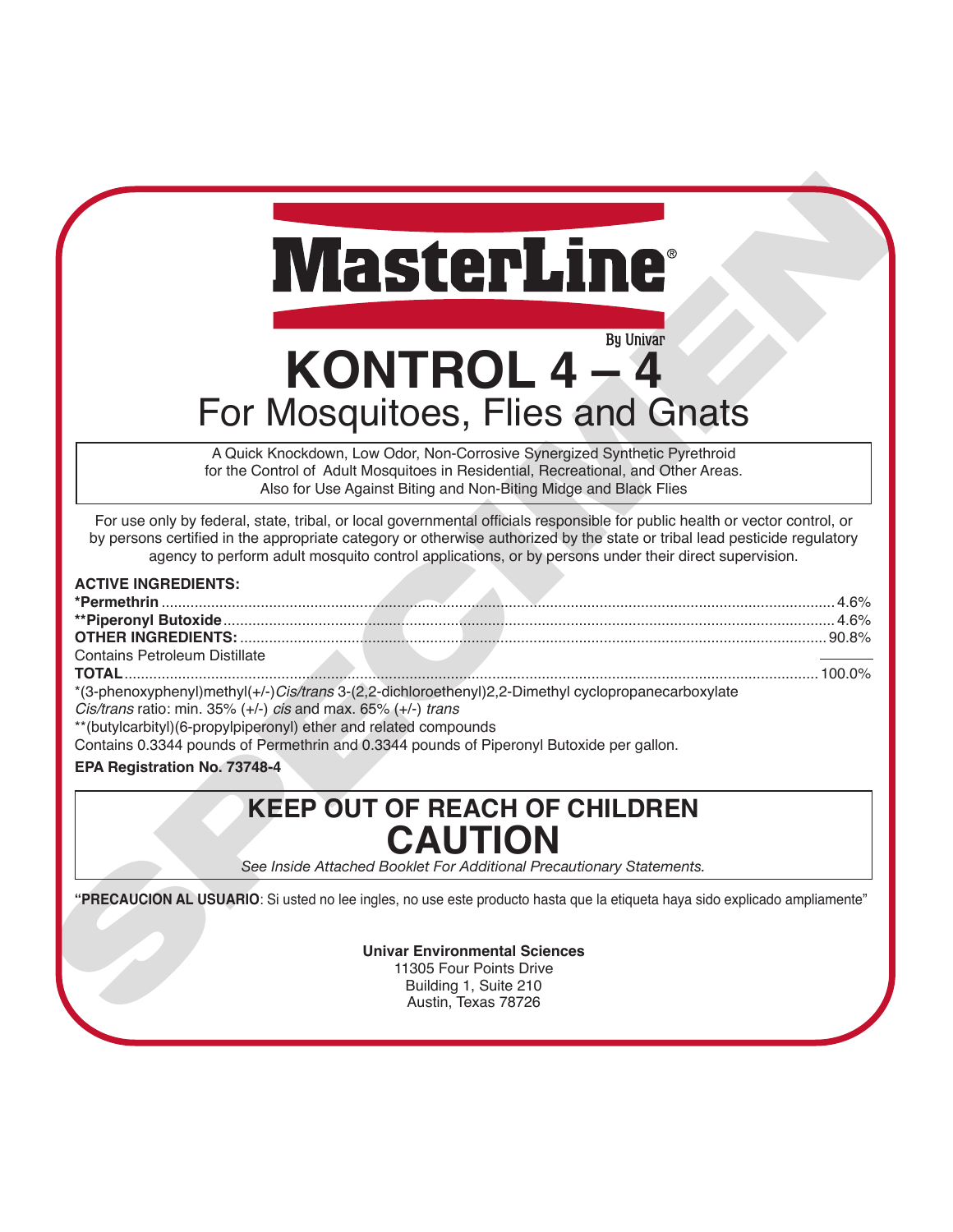# MasterLine®

By Univar

# KONTROL 4 – 4

## For Mosquitoes, Flies and Gnats

A Quick Knockdown, Low Odor, Non-Corrosive Synergized Synthetic Pyrethroid for the Control of Adult Mosquitoes in Residential, Recreational, and Other Areas. Also for Use Against Biting and Non-Biting Midge and Black Flies

For use only by federal, state, tribal, or local governmental officials responsible for public health or vector control, or by persons certified in the appropriate category or otherwise authorized by the state or tribal lead pesticide regulatory agency to perform adult mosquito control applications, or by persons under their direct supervision.

**ACTIVE INGREDIENTS:**

| | |
|---|---|
| ***Permethrin** | 4.6% |
| ****Piperonyl Butoxide** | 4.6% |
| **OTHER INGREDIENTS:** | 90.8% |
| Contains Petroleum Distillate | |
| **TOTAL** | 100.0% |

*(3-phenoxyphenyl)methyl(+/-)*Cis/trans* 3-(2,2-dichloroethenyl)2,2-Dimethyl cyclopropanecarboxylate
*Cis/trans* ratio: min. 35% (+/-) *cis* and max. 65% (+/-) *trans*
**(butylcarbityl)(6-propylpiperonyl) ether and related compounds
Contains 0.3344 pounds of Permethrin and 0.3344 pounds of Piperonyl Butoxide per gallon.

**EPA Registration No. 73748-4**

## KEEP OUT OF REACH OF CHILDREN

# CAUTION

*See Inside Attached Booklet For Additional Precautionary Statements.*

**"PRECAUCION AL USUARIO**: Si usted no lee ingles, no use este producto hasta que la etiqueta haya sido explicado ampliamente"

**Univar Environmental Sciences**
11305 Four Points Drive
Building 1, Suite 210
Austin, Texas 78726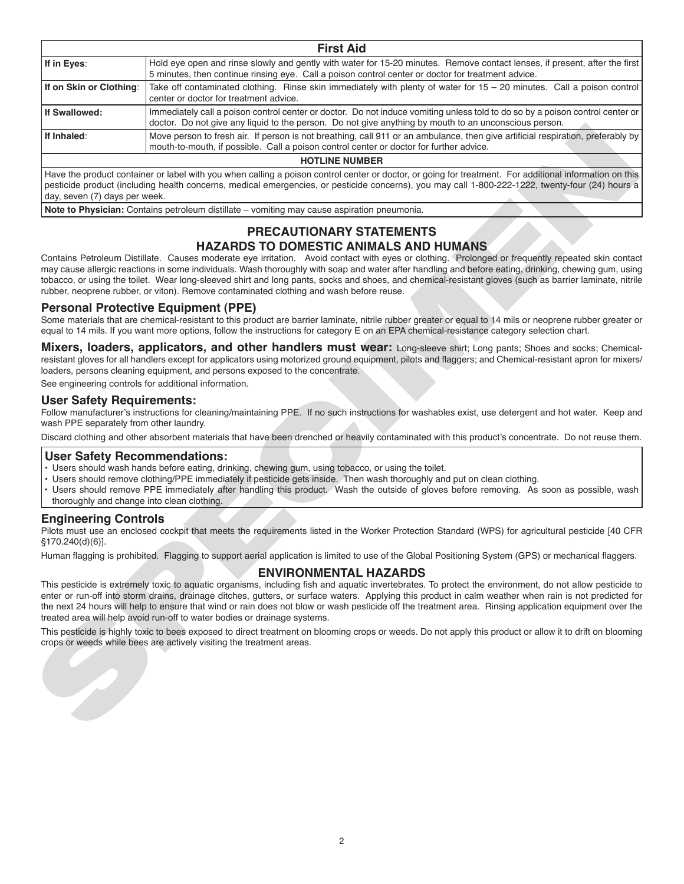| First Aid | |
|---|---|
| **If in Eyes**: | Hold eye open and rinse slowly and gently with water for 15-20 minutes. Remove contact lenses, if present, after the first 5 minutes, then continue rinsing eye. Call a poison control center or doctor for treatment advice. |
| **If on Skin or Clothing**: | Take off contaminated clothing. Rinse skin immediately with plenty of water for 15 – 20 minutes. Call a poison control center or doctor for treatment advice. |
| **If Swallowed:** | Immediately call a poison control center or doctor. Do not induce vomiting unless told to do so by a poison control center or doctor. Do not give any liquid to the person. Do not give anything by mouth to an unconscious person. |
| **If Inhaled**: | Move person to fresh air. If person is not breathing, call 911 or an ambulance, then give artificial respiration, preferably by mouth-to-mouth, if possible. Call a poison control center or doctor for further advice. |
| **HOTLINE NUMBER** | |
| Have the product container or label with you when calling a poison control center or doctor, or going for treatment. For additional information on this pesticide product (including health concerns, medical emergencies, or pesticide concerns), you may call 1-800-222-1222, twenty-four (24) hours a day, seven (7) days per week. | |
| **Note to Physician:** Contains petroleum distillate – vomiting may cause aspiration pneumonia. | |

## PRECAUTIONARY STATEMENTS
## HAZARDS TO DOMESTIC ANIMALS AND HUMANS

Contains Petroleum Distillate. Causes moderate eye irritation. Avoid contact with eyes or clothing. Prolonged or frequently repeated skin contact may cause allergic reactions in some individuals. Wash thoroughly with soap and water after handling and before eating, drinking, chewing gum, using tobacco, or using the toilet. Wear long-sleeved shirt and long pants, socks and shoes, and chemical-resistant gloves (such as barrier laminate, nitrile rubber, neoprene rubber, or viton). Remove contaminated clothing and wash before reuse.

### Personal Protective Equipment (PPE)

Some materials that are chemical-resistant to this product are barrier laminate, nitrile rubber greater or equal to 14 mils or neoprene rubber greater or equal to 14 mils. If you want more options, follow the instructions for category E on an EPA chemical-resistance category selection chart.

**Mixers, loaders, applicators, and other handlers must wear:** Long-sleeve shirt; Long pants; Shoes and socks; Chemical-resistant gloves for all handlers except for applicators using motorized ground equipment, pilots and flaggers; and Chemical-resistant apron for mixers/loaders, persons cleaning equipment, and persons exposed to the concentrate.

See engineering controls for additional information.

### User Safety Requirements:

Follow manufacturer's instructions for cleaning/maintaining PPE. If no such instructions for washables exist, use detergent and hot water. Keep and wash PPE separately from other laundry.

Discard clothing and other absorbent materials that have been drenched or heavily contaminated with this product's concentrate. Do not reuse them.

### User Safety Recommendations:

- Users should wash hands before eating, drinking, chewing gum, using tobacco, or using the toilet.
- Users should remove clothing/PPE immediately if pesticide gets inside. Then wash thoroughly and put on clean clothing.
- Users should remove PPE immediately after handling this product. Wash the outside of gloves before removing. As soon as possible, wash thoroughly and change into clean clothing.

### Engineering Controls

Pilots must use an enclosed cockpit that meets the requirements listed in the Worker Protection Standard (WPS) for agricultural pesticide [40 CFR §170.240(d)(6)].

Human flagging is prohibited. Flagging to support aerial application is limited to use of the Global Positioning System (GPS) or mechanical flaggers.

## ENVIRONMENTAL HAZARDS

This pesticide is extremely toxic to aquatic organisms, including fish and aquatic invertebrates. To protect the environment, do not allow pesticide to enter or run-off into storm drains, drainage ditches, gutters, or surface waters. Applying this product in calm weather when rain is not predicted for the next 24 hours will help to ensure that wind or rain does not blow or wash pesticide off the treatment area. Rinsing application equipment over the treated area will help avoid run-off to water bodies or drainage systems.

This pesticide is highly toxic to bees exposed to direct treatment on blooming crops or weeds. Do not apply this product or allow it to drift on blooming crops or weeds while bees are actively visiting the treatment areas.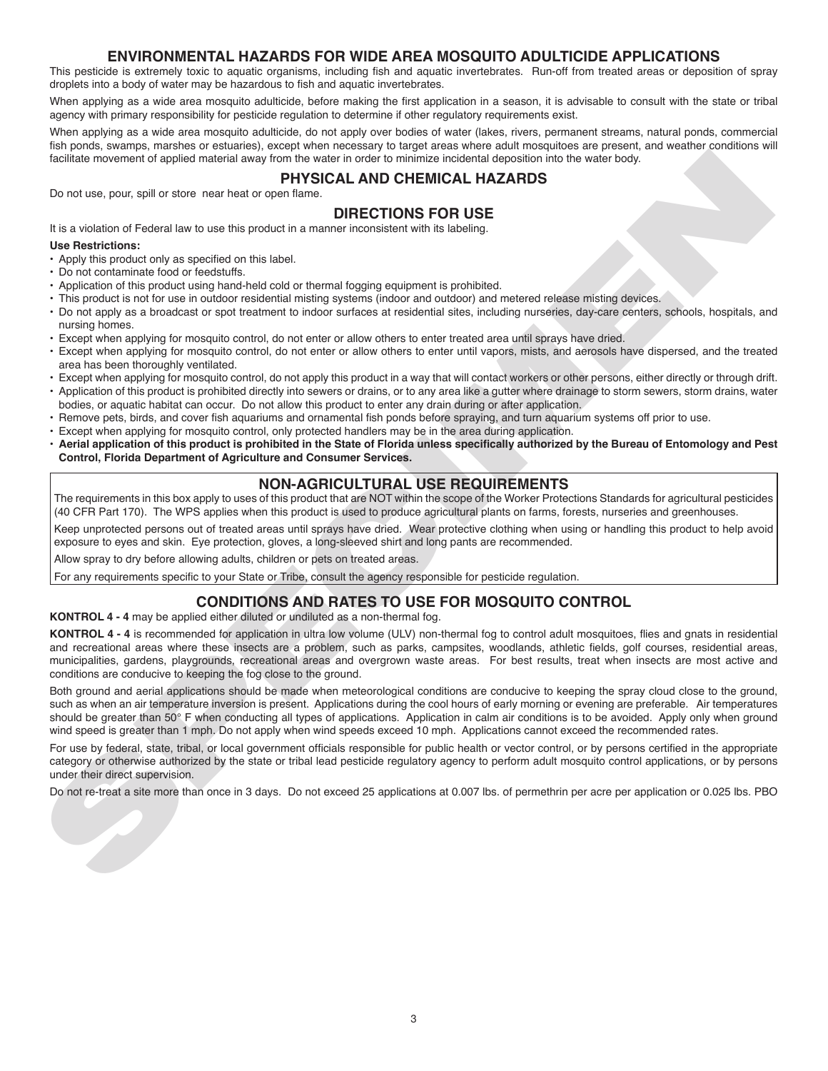## ENVIRONMENTAL HAZARDS FOR WIDE AREA MOSQUITO ADULTICIDE APPLICATIONS

This pesticide is extremely toxic to aquatic organisms, including fish and aquatic invertebrates. Run-off from treated areas or deposition of spray droplets into a body of water may be hazardous to fish and aquatic invertebrates.

When applying as a wide area mosquito adulticide, before making the first application in a season, it is advisable to consult with the state or tribal agency with primary responsibility for pesticide regulation to determine if other regulatory requirements exist.

When applying as a wide area mosquito adulticide, do not apply over bodies of water (lakes, rivers, permanent streams, natural ponds, commercial fish ponds, swamps, marshes or estuaries), except when necessary to target areas where adult mosquitoes are present, and weather conditions will facilitate movement of applied material away from the water in order to minimize incidental deposition into the water body.

## PHYSICAL AND CHEMICAL HAZARDS

Do not use, pour, spill or store near heat or open flame.

## DIRECTIONS FOR USE

It is a violation of Federal law to use this product in a manner inconsistent with its labeling.

**Use Restrictions:**

- Apply this product only as specified on this label.
- Do not contaminate food or feedstuffs.
- Application of this product using hand-held cold or thermal fogging equipment is prohibited.
- This product is not for use in outdoor residential misting systems (indoor and outdoor) and metered release misting devices.
- Do not apply as a broadcast or spot treatment to indoor surfaces at residential sites, including nurseries, day-care centers, schools, hospitals, and nursing homes.
- Except when applying for mosquito control, do not enter or allow others to enter treated area until sprays have dried.
- Except when applying for mosquito control, do not enter or allow others to enter until vapors, mists, and aerosols have dispersed, and the treated area has been thoroughly ventilated.
- Except when applying for mosquito control, do not apply this product in a way that will contact workers or other persons, either directly or through drift.
- Application of this product is prohibited directly into sewers or drains, or to any area like a gutter where drainage to storm sewers, storm drains, water bodies, or aquatic habitat can occur. Do not allow this product to enter any drain during or after application.
- Remove pets, birds, and cover fish aquariums and ornamental fish ponds before spraying, and turn aquarium systems off prior to use.
- Except when applying for mosquito control, only protected handlers may be in the area during application.
- **Aerial application of this product is prohibited in the State of Florida unless specifically authorized by the Bureau of Entomology and Pest Control, Florida Department of Agriculture and Consumer Services.**

## NON-AGRICULTURAL USE REQUIREMENTS

The requirements in this box apply to uses of this product that are NOT within the scope of the Worker Protections Standards for agricultural pesticides (40 CFR Part 170). The WPS applies when this product is used to produce agricultural plants on farms, forests, nurseries and greenhouses.

Keep unprotected persons out of treated areas until sprays have dried. Wear protective clothing when using or handling this product to help avoid exposure to eyes and skin. Eye protection, gloves, a long-sleeved shirt and long pants are recommended.

Allow spray to dry before allowing adults, children or pets on treated areas.

For any requirements specific to your State or Tribe, consult the agency responsible for pesticide regulation.

## CONDITIONS AND RATES TO USE FOR MOSQUITO CONTROL

**KONTROL 4 - 4** may be applied either diluted or undiluted as a non-thermal fog.

**KONTROL 4 - 4** is recommended for application in ultra low volume (ULV) non-thermal fog to control adult mosquitoes, flies and gnats in residential and recreational areas where these insects are a problem, such as parks, campsites, woodlands, athletic fields, golf courses, residential areas, municipalities, gardens, playgrounds, recreational areas and overgrown waste areas. For best results, treat when insects are most active and conditions are conducive to keeping the fog close to the ground.

Both ground and aerial applications should be made when meteorological conditions are conducive to keeping the spray cloud close to the ground, such as when an air temperature inversion is present. Applications during the cool hours of early morning or evening are preferable. Air temperatures should be greater than 50° F when conducting all types of applications. Application in calm air conditions is to be avoided. Apply only when ground wind speed is greater than 1 mph. Do not apply when wind speeds exceed 10 mph. Applications cannot exceed the recommended rates.

For use by federal, state, tribal, or local government officials responsible for public health or vector control, or by persons certified in the appropriate category or otherwise authorized by the state or tribal lead pesticide regulatory agency to perform adult mosquito control applications, or by persons under their direct supervision.

Do not re-treat a site more than once in 3 days. Do not exceed 25 applications at 0.007 lbs. of permethrin per acre per application or 0.025 lbs. PBO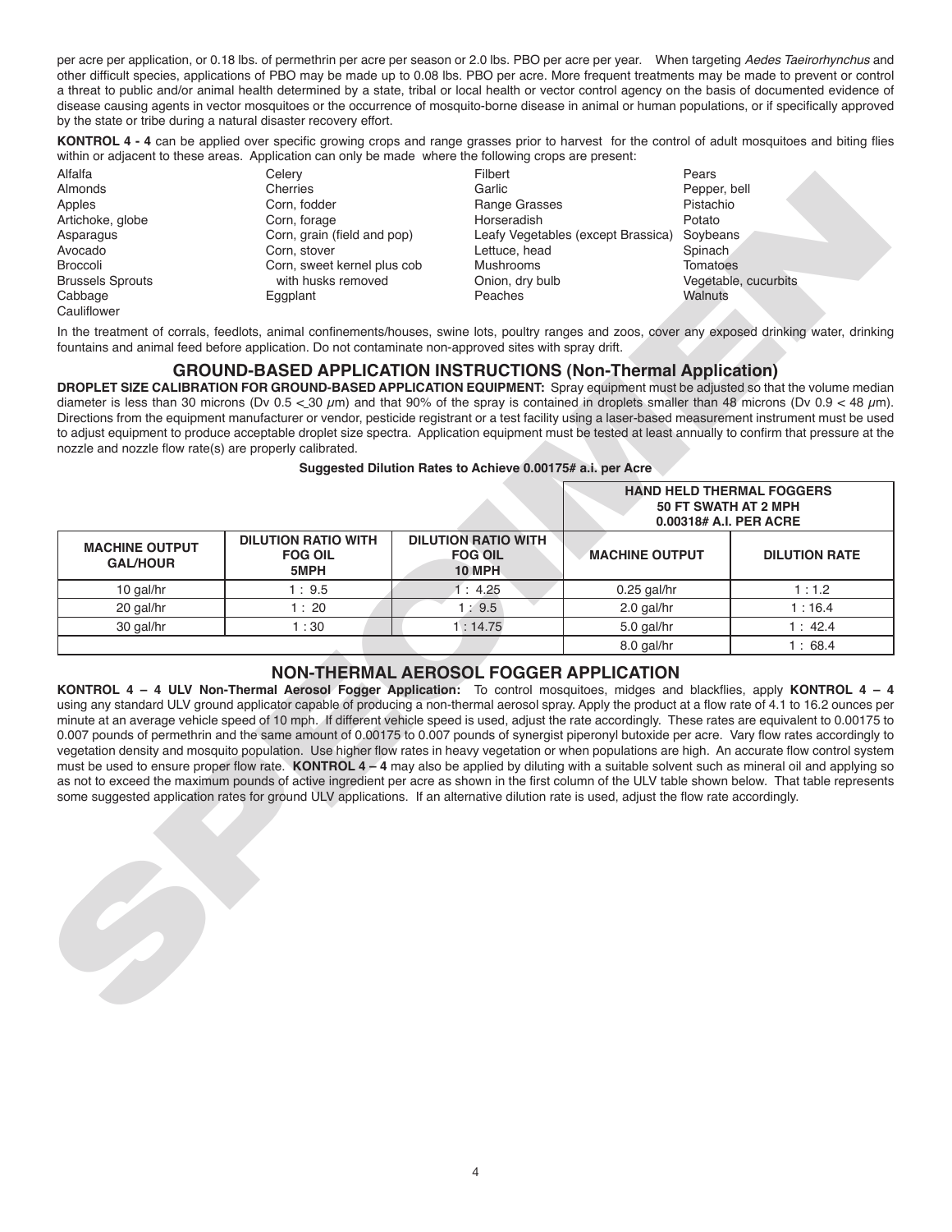per acre per application, or 0.18 lbs. of permethrin per acre per season or 2.0 lbs. PBO per acre per year. When targeting *Aedes Taeirorhynchus* and other difficult species, applications of PBO may be made up to 0.08 lbs. PBO per acre. More frequent treatments may be made to prevent or control a threat to public and/or animal health determined by a state, tribal or local health or vector control agency on the basis of documented evidence of disease causing agents in vector mosquitoes or the occurrence of mosquito-borne disease in animal or human populations, or if specifically approved by the state or tribe during a natural disaster recovery effort.

**KONTROL 4 - 4** can be applied over specific growing crops and range grasses prior to harvest for the control of adult mosquitoes and biting flies within or adjacent to these areas. Application can only be made where the following crops are present:

Alfalfa
Almonds
Apples
Artichoke, globe
Asparagus
Avocado
Broccoli
Brussels Sprouts
Cabbage
Cauliflower
Celery
Cherries
Corn, fodder
Corn, forage
Corn, grain (field and pop)
Corn, stover
Corn, sweet kernel plus cob with husks removed
Eggplant
Filbert
Garlic
Range Grasses
Horseradish
Leafy Vegetables (except Brassica)
Lettuce, head
Mushrooms
Onion, dry bulb
Peaches
Pears
Pepper, bell
Pistachio
Potato
Soybeans
Spinach
Tomatoes
Vegetable, cucurbits
Walnuts

In the treatment of corrals, feedlots, animal confinements/houses, swine lots, poultry ranges and zoos, cover any exposed drinking water, drinking fountains and animal feed before application. Do not contaminate non-approved sites with spray drift.

## GROUND-BASED APPLICATION INSTRUCTIONS (Non-Thermal Application)

**DROPLET SIZE CALIBRATION FOR GROUND-BASED APPLICATION EQUIPMENT:** Spray equipment must be adjusted so that the volume median diameter is less than 30 microns ($Dv\ 0.5 \leq 30\ \mu m$) and that 90% of the spray is contained in droplets smaller than 48 microns ($Dv\ 0.9 < 48\ \mu m$). Directions from the equipment manufacturer or vendor, pesticide registrant or a test facility using a laser-based measurement instrument must be used to adjust equipment to produce acceptable droplet size spectra. Application equipment must be tested at least annually to confirm that pressure at the nozzle and nozzle flow rate(s) are properly calibrated.

**Suggested Dilution Rates to Achieve 0.00175# a.i. per Acre**

| | | | HAND HELD THERMAL FOGGERS 50 FT SWATH AT 2 MPH 0.00318# A.I. PER ACRE | |
|---|---|---|---|---|
| **MACHINE OUTPUT GAL/HOUR** | **DILUTION RATIO WITH FOG OIL 5MPH** | **DILUTION RATIO WITH FOG OIL 10 MPH** | **MACHINE OUTPUT** | **DILUTION RATE** |
| 10 gal/hr | 1 : 9.5 | 1 : 4.25 | 0.25 gal/hr | 1 : 1.2 |
| 20 gal/hr | 1 : 20 | 1 : 9.5 | 2.0 gal/hr | 1 : 16.4 |
| 30 gal/hr | 1 : 30 | 1 : 14.75 | 5.0 gal/hr | 1 : 42.4 |
| | | | 8.0 gal/hr | 1 : 68.4 |

## NON-THERMAL AEROSOL FOGGER APPLICATION

**KONTROL 4 – 4 ULV Non-Thermal Aerosol Fogger Application:** To control mosquitoes, midges and blackflies, apply **KONTROL 4 – 4** using any standard ULV ground applicator capable of producing a non-thermal aerosol spray. Apply the product at a flow rate of 4.1 to 16.2 ounces per minute at an average vehicle speed of 10 mph. If different vehicle speed is used, adjust the rate accordingly. These rates are equivalent to 0.00175 to 0.007 pounds of permethrin and the same amount of 0.00175 to 0.007 pounds of synergist piperonyl butoxide per acre. Vary flow rates accordingly to vegetation density and mosquito population. Use higher flow rates in heavy vegetation or when populations are high. An accurate flow control system must be used to ensure proper flow rate. **KONTROL 4 – 4** may also be applied by diluting with a suitable solvent such as mineral oil and applying so as not to exceed the maximum pounds of active ingredient per acre as shown in the first column of the ULV table shown below. That table represents some suggested application rates for ground ULV applications. If an alternative dilution rate is used, adjust the flow rate accordingly.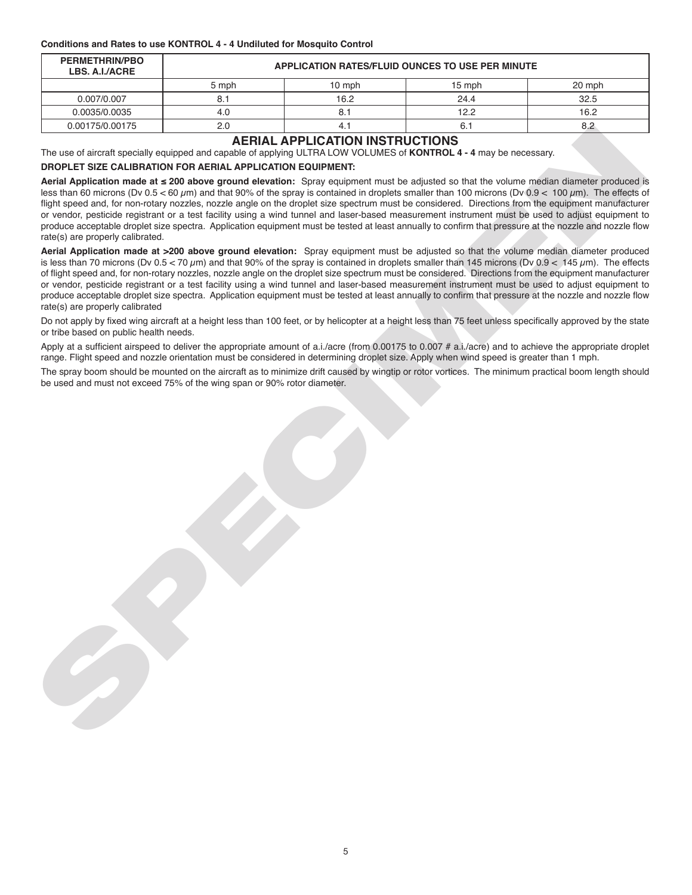**Conditions and Rates to use KONTROL 4 - 4 Undiluted for Mosquito Control**

| PERMETHRIN/PBO LBS. A.I./ACRE | APPLICATION RATES/FLUID OUNCES TO USE PER MINUTE | | | |
|---|---|---|---|---|
| | 5 mph | 10 mph | 15 mph | 20 mph |
| 0.007/0.007 | 8.1 | 16.2 | 24.4 | 32.5 |
| 0.0035/0.0035 | 4.0 | 8.1 | 12.2 | 16.2 |
| 0.00175/0.00175 | 2.0 | 4.1 | 6.1 | 8.2 |

## AERIAL APPLICATION INSTRUCTIONS

The use of aircraft specially equipped and capable of applying ULTRA LOW VOLUMES of **KONTROL 4 - 4** may be necessary.

**DROPLET SIZE CALIBRATION FOR AERIAL APPLICATION EQUIPMENT:**

**Aerial Application made at ≤ 200 above ground elevation:** Spray equipment must be adjusted so that the volume median diameter produced is less than 60 microns (Dv 0.5 < 60 $\mu$m) and that 90% of the spray is contained in droplets smaller than 100 microns (Dv 0.9 < 100 $\mu$m). The effects of flight speed and, for non-rotary nozzles, nozzle angle on the droplet size spectrum must be considered. Directions from the equipment manufacturer or vendor, pesticide registrant or a test facility using a wind tunnel and laser-based measurement instrument must be used to adjust equipment to produce acceptable droplet size spectra. Application equipment must be tested at least annually to confirm that pressure at the nozzle and nozzle flow rate(s) are properly calibrated.

**Aerial Application made at >200 above ground elevation:** Spray equipment must be adjusted so that the volume median diameter produced is less than 70 microns (Dv 0.5 < 70 $\mu$m) and that 90% of the spray is contained in droplets smaller than 145 microns (Dv 0.9 < 145 $\mu$m). The effects of flight speed and, for non-rotary nozzles, nozzle angle on the droplet size spectrum must be considered. Directions from the equipment manufacturer or vendor, pesticide registrant or a test facility using a wind tunnel and laser-based measurement instrument must be used to adjust equipment to produce acceptable droplet size spectra. Application equipment must be tested at least annually to confirm that pressure at the nozzle and nozzle flow rate(s) are properly calibrated

Do not apply by fixed wing aircraft at a height less than 100 feet, or by helicopter at a height less than 75 feet unless specifically approved by the state or tribe based on public health needs.

Apply at a sufficient airspeed to deliver the appropriate amount of a.i./acre (from 0.00175 to 0.007 # a.i./acre) and to achieve the appropriate droplet range. Flight speed and nozzle orientation must be considered in determining droplet size. Apply when wind speed is greater than 1 mph.

The spray boom should be mounted on the aircraft as to minimize drift caused by wingtip or rotor vortices. The minimum practical boom length should be used and must not exceed 75% of the wing span or 90% rotor diameter.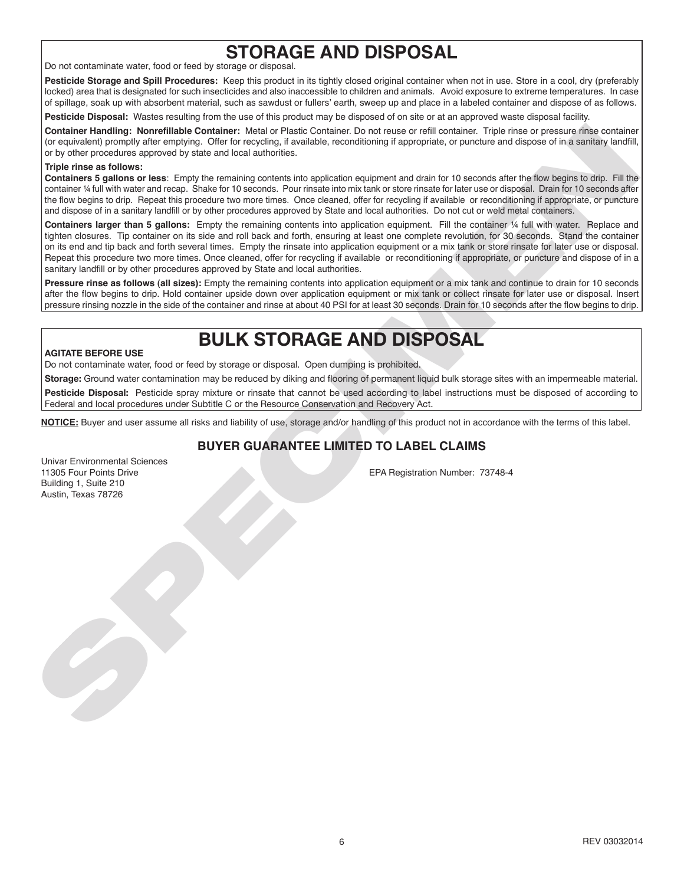# STORAGE AND DISPOSAL

Do not contaminate water, food or feed by storage or disposal.

**Pesticide Storage and Spill Procedures:** Keep this product in its tightly closed original container when not in use. Store in a cool, dry (preferably locked) area that is designated for such insecticides and also inaccessible to children and animals. Avoid exposure to extreme temperatures. In case of spillage, soak up with absorbent material, such as sawdust or fullers' earth, sweep up and place in a labeled container and dispose of as follows.

**Pesticide Disposal:** Wastes resulting from the use of this product may be disposed of on site or at an approved waste disposal facility.

**Container Handling: Nonrefillable Container:** Metal or Plastic Container. Do not reuse or refill container. Triple rinse or pressure rinse container (or equivalent) promptly after emptying. Offer for recycling, if available, reconditioning if appropriate, or puncture and dispose of in a sanitary landfill, or by other procedures approved by state and local authorities.

**Triple rinse as follows:**

**Containers 5 gallons or less**: Empty the remaining contents into application equipment and drain for 10 seconds after the flow begins to drip. Fill the container ¼ full with water and recap. Shake for 10 seconds. Pour rinsate into mix tank or store rinsate for later use or disposal. Drain for 10 seconds after the flow begins to drip. Repeat this procedure two more times. Once cleaned, offer for recycling if available or reconditioning if appropriate, or puncture and dispose of in a sanitary landfill or by other procedures approved by State and local authorities. Do not cut or weld metal containers.

**Containers larger than 5 gallons:** Empty the remaining contents into application equipment. Fill the container ¼ full with water. Replace and tighten closures. Tip container on its side and roll back and forth, ensuring at least one complete revolution, for 30 seconds. Stand the container on its end and tip back and forth several times. Empty the rinsate into application equipment or a mix tank or store rinsate for later use or disposal. Repeat this procedure two more times. Once cleaned, offer for recycling if available or reconditioning if appropriate, or puncture and dispose of in a sanitary landfill or by other procedures approved by State and local authorities.

**Pressure rinse as follows (all sizes):** Empty the remaining contents into application equipment or a mix tank and continue to drain for 10 seconds after the flow begins to drip. Hold container upside down over application equipment or mix tank or collect rinsate for later use or disposal. Insert pressure rinsing nozzle in the side of the container and rinse at about 40 PSI for at least 30 seconds. Drain for 10 seconds after the flow begins to drip.

# BULK STORAGE AND DISPOSAL

**AGITATE BEFORE USE**

Do not contaminate water, food or feed by storage or disposal. Open dumping is prohibited.

**Storage:** Ground water contamination may be reduced by diking and flooring of permanent liquid bulk storage sites with an impermeable material.

**Pesticide Disposal:** Pesticide spray mixture or rinsate that cannot be used according to label instructions must be disposed of according to Federal and local procedures under Subtitle C or the Resource Conservation and Recovery Act.

**NOTICE:** Buyer and user assume all risks and liability of use, storage and/or handling of this product not in accordance with the terms of this label.

## BUYER GUARANTEE LIMITED TO LABEL CLAIMS

Univar Environmental Sciences
11305 Four Points Drive
Building 1, Suite 210
Austin, Texas 78726

EPA Registration Number: 73748-4

REV 03032014